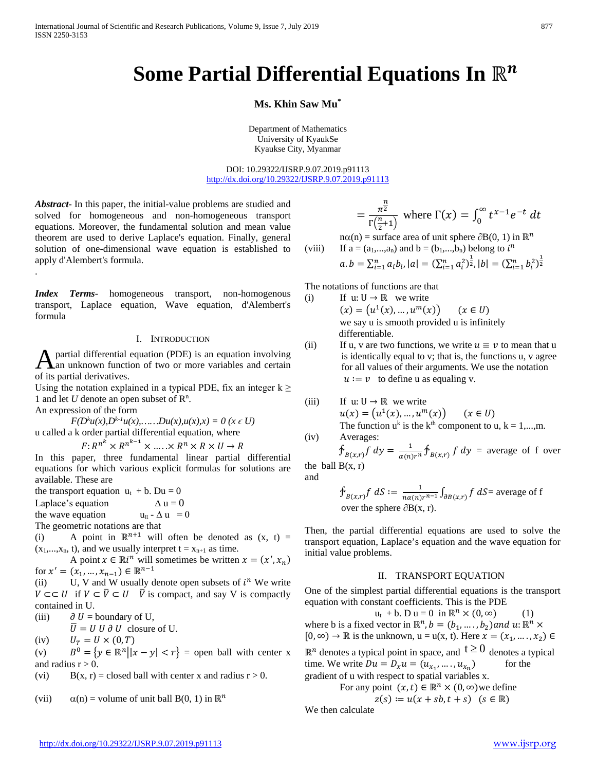# Some Partial Differential Equations In $\mathbb{R}^n$

**Ms. Khin Saw Mu***

Department of Mathematics
University of KyaukSe
Kyaukse City, Myanmar

DOI: 10.29322/IJSRP.9.07.2019.p91113
http://dx.doi.org/10.29322/IJSRP.9.07.2019.p91113

***Abstract***- In this paper, the initial-value problems are studied and solved for homogeneous and non-homogeneous transport equations. Moreover, the fundamental solution and mean value theorem are used to derive Laplace's equation. Finally, general solution of one-dimensional wave equation is established to apply d'Alembert's formula.

.

***Index Terms***- homogeneous transport, non-homogenous transport, Laplace equation, Wave equation, d'Alembert's formula

## I. Introduction

A partial differential equation (PDE) is an equation involving an unknown function of two or more variables and certain of its partial derivatives.

Using the notation explained in a typical PDE, fix an integer k ≥ 1 and let *U* denote an open subset of $R^n$.

An expression of the form

$$F(D^k u(x), D^{k-1}u(x), \ldots\ldots Du(x), u(x), x) = 0 \ (x \epsilon U)$$

u called a k order partial differential equation, where

$$F: R^{n^k} \times R^{n^{k-1}} \times \ldots\ldots \times R^n \times R \times U \to R$$

In this paper, three fundamental linear partial differential equations for which various explicit formulas for solutions are available. These are

the transport equation $u_t + b.\,Du = 0$

Laplace's equation $\Delta u = 0$

the wave equation $u_{tt} - \Delta u = 0$

The geometric notations are that

(i) A point in $\mathbb{R}^{n+1}$ will often be denoted as (x, t) = $(x_1,\ldots,x_n, t)$, and we usually interpret $t = x_{n+1}$ as time.

A point $x \in \mathbb{R}i^n$ will sometimes be written $x = (x', x_n)$ for $x' = (x_1, \ldots, x_{n-1}) \in \mathbb{R}^{n-1}$

(ii) U, V and W usually denote open subsets of $i^n$ We write $V \subset\subset U$ if $V \subset \bar{V} \subset U$ $\bar{V}$ is compact, and say V is compactly contained in U.

(iii) $\partial U$ = boundary of U,

$\bar{U} = U \cup \partial U$ closure of U.

(iv) $U_T = U \times (0, T)$

(v) $B^0 = \{y \in \mathbb{R}^n \,|\, |x - y| < r\}$ = open ball with center x and radius r > 0.

(vi) B(x, r) = closed ball with center x and radius r > 0.

(vii) α(n) = volume of unit ball B(0, 1) in $\mathbb{R}^n$

$$= \frac{\pi^{\frac{n}{2}}}{\Gamma\left(\frac{n}{2}+1\right)} \text{ where } \Gamma(x) = \int_0^\infty t^{x-1}e^{-t}\,dt$$

nα(n) = surface area of unit sphere ∂B(0, 1) in $\mathbb{R}^n$

(viii) If a = $(a_1,\ldots,a_n)$ and b = $(b_1,\ldots,b_n)$ belong to $i^n$

$$a.b = \sum_{i=1}^n a_i b_i, |a| = \left(\sum_{i=1}^n a_i^2\right)^{\frac{1}{2}}, |b| = \left(\sum_{i=1}^n b_i^2\right)^{\frac{1}{2}}$$

The notations of functions are that

(i) If u: U → ℝ we write

$(x) = (u^1(x), \ldots, u^m(x))$ $(x \in U)$

we say u is smooth provided u is infinitely differentiable.

(ii) If u, v are two functions, we write $u \equiv v$ to mean that u is identically equal to v; that is, the functions u, v agree for all values of their arguments. We use the notation $u := v$ to define u as equaling v.

(iii) If u: U → ℝ we write

$u(x) = (u^1(x), \ldots, u^m(x))$ $(x \in U)$

The function $u^k$ is the $k^{th}$ component to u, k = 1,...,m.

(iv) Averages:

$\fint_{B(x,r)} f\,dy = \frac{1}{\alpha(n) r^n} \fint_{B(x,r)} f\,dy$ = average of f over the ball B(x, r)

and

$\fint_{B(x,r)} f\,dS := \frac{1}{n\alpha(n) r^{n-1}} \int_{\partial B(x,r)} f\,dS$ = average of f over the sphere ∂B(x, r).

Then, the partial differential equations are used to solve the transport equation, Laplace's equation and the wave equation for initial value problems.

## II. TRANSPORT EQUATION

One of the simplest partial differential equations is the transport equation with constant coefficients. This is the PDE

$$u_t + b.\,D\,u = 0 \ \text{ in } \mathbb{R}^n \times (0, \infty) \qquad (1)$$

where b is a fixed vector in $\mathbb{R}^n, b = (b_1, \ldots, b_2)$ *and* $u: \mathbb{R}^n \times [0, \infty) \to \mathbb{R}$ is the unknown, u = u(x, t). Here $x = (x_1, \ldots, x_2) \in \mathbb{R}^n$ denotes a typical point in space, and $t \geq 0$ denotes a typical time. We write $Du = D_x u = (u_{x_1}, \ldots, u_{x_n})$ for the gradient of u with respect to spatial variables x.

For any point $(x, t) \in \mathbb{R}^n \times (0, \infty)$ we define

$$z(s) := u(x + sb, t + s) \quad (s \in \mathbb{R})$$

We then calculate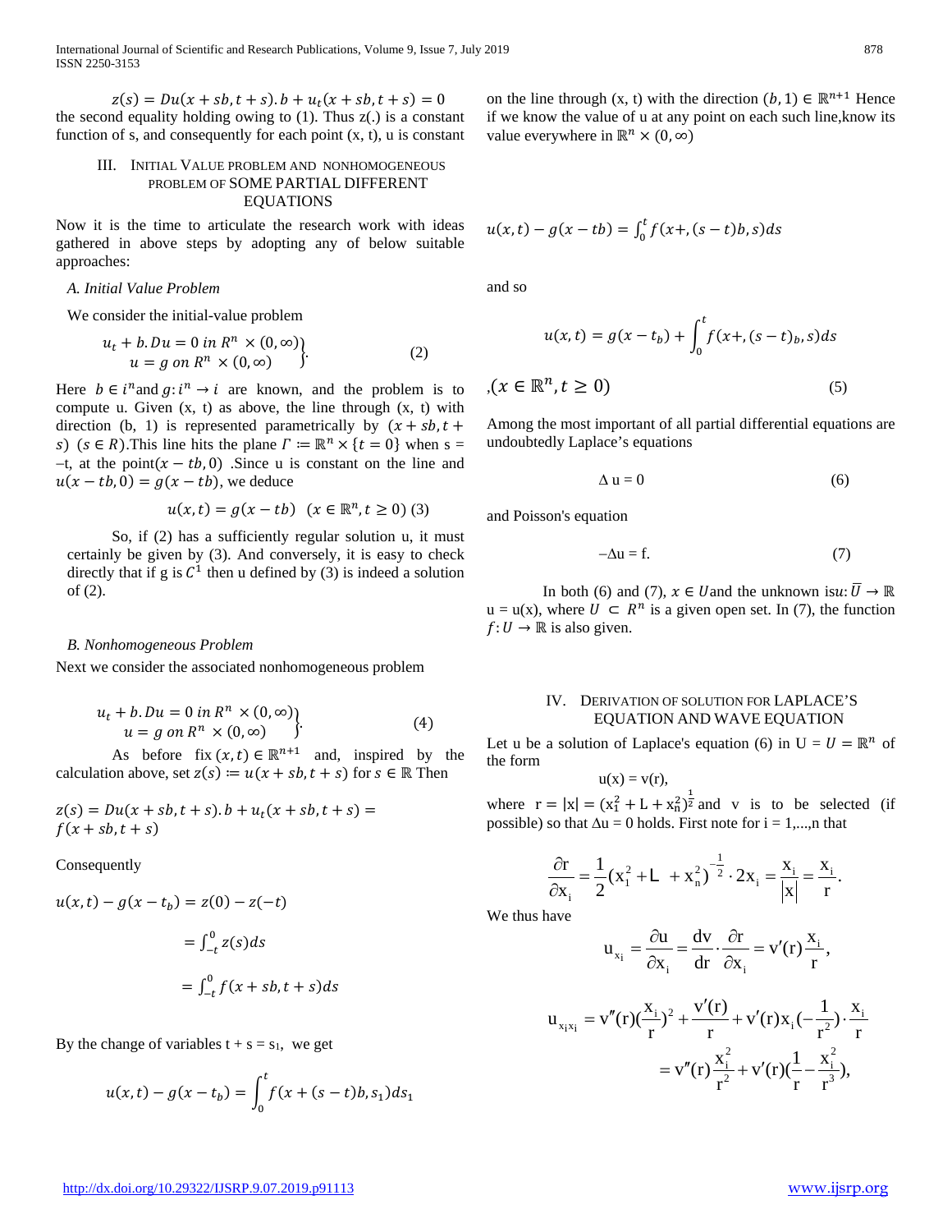$$z(s) = Du(x+sb, t+s).b + u_t(x+sb, t+s) = 0$$

the second equality holding owing to (1). Thus z(.) is a constant function of s, and consequently for each point (x, t), u is constant on the line through (x, t) with the direction $(b, 1) \in \mathbb{R}^{n+1}$ Hence if we know the value of u at any point on each such line,know its value everywhere in $\mathbb{R}^n \times (0, \infty)$

## III. Initial Value problem and nonhomogeneous problem of SOME PARTIAL DIFFERENT EQUATIONS

Now it is the time to articulate the research work with ideas gathered in above steps by adopting any of below suitable approaches:

### A. Initial Value Problem

We consider the initial-value problem

$$\left.\begin{aligned} u_t + b.Du = 0 \text{ in } R^n \times (0, \infty) \\ u = g \text{ on } R^n \times (0, \infty) \end{aligned}\right\}. \quad (2)$$

Here $b \in i^n$ and $g: i^n \to i$ are known, and the problem is to compute u. Given (x, t) as above, the line through (x, t) with direction (b, 1) is represented parametrically by $(x+sb, t+s)$ $(s \in R)$.This line hits the plane $\Gamma := \mathbb{R}^n \times \{t = 0\}$ when s = –t, at the point$(x - tb, 0)$ .Since u is constant on the line and $u(x-tb, 0) = g(x - tb)$, we deduce

$$u(x,t) = g(x - tb) \quad (x \in \mathbb{R}^n, t \geq 0) \quad (3)$$

So, if (2) has a sufficiently regular solution u, it must certainly be given by (3). And conversely, it is easy to check directly that if g is $C^1$ then u defined by (3) is indeed a solution of (2).

### B. Nonhomogeneous Problem

Next we consider the associated nonhomogeneous problem

$$\left.\begin{aligned} u_t + b.Du = 0 \text{ in } R^n \times (0, \infty) \\ u = g \text{ on } R^n \times (0, \infty) \end{aligned}\right\}. \quad (4)$$

As before fix $(x,t) \in \mathbb{R}^{n+1}$ and, inspired by the calculation above, set $z(s) := u(x+sb, t+s)$ for $s \in \mathbb{R}$ Then

$$z(s) = Du(x+sb, t+s).b + u_t(x+sb, t+s) = f(x+sb, t+s)$$

Consequently

$$u(x,t) - g(x - t_b) = z(0) - z(-t)$$

$$= \int_{-t}^{0} z(s)ds$$

$$= \int_{-t}^{0} f(x+sb, t+s)ds$$

By the change of variables t + s = $s_1$, we get

$$u(x,t) - g(x - t_b) = \int_0^t f(x + (s-t)b, s_1)ds_1$$

$$u(x,t) - g(x - tb) = \int_0^t f(x+,(s-t)b, s)ds$$

and so

$$u(x,t) = g(x - t_b) + \int_0^t f(x+,(s-t)_b, s)ds$$

$$,(x \in \mathbb{R}^n, t \geq 0) \quad (5)$$

Among the most important of all partial differential equations are undoubtedly Laplace's equations

$$\Delta u = 0 \quad (6)$$

and Poisson's equation

$$-\Delta u = f. \quad (7)$$

In both (6) and (7), $x \in U$ and the unknown is $u: \bar{U} \to \mathbb{R}$ u = u(x), where $U \subset R^n$ is a given open set. In (7), the function $f: U \to \mathbb{R}$ is also given.

## IV. Derivation of solution for LAPLACE'S EQUATION AND WAVE EQUATION

Let u be a solution of Laplace's equation (6) in U = $U = \mathbb{R}^n$ of the form

$$u(x) = v(r),$$

where $r = |x| = (x_1^2 + L + x_n^2)^{\frac{1}{2}}$ and v is to be selected (if possible) so that Δu = 0 holds. First note for i = 1,...,n that

$$\frac{\partial r}{\partial x_i} = \frac{1}{2}(x_1^2 + L + x_n^2)^{-\frac{1}{2}} \cdot 2x_i = \frac{x_i}{|x|} = \frac{x_i}{r}.$$

We thus have

$$u_{x_i} = \frac{\partial u}{\partial x_i} = \frac{dv}{dr} \cdot \frac{\partial r}{\partial x_i} = v'(r)\frac{x_i}{r},$$

$$u_{x_i x_i} = v''(r)(\frac{x_i}{r})^2 + \frac{v'(r)}{r} + v'(r)x_i(-\frac{1}{r^2}) \cdot \frac{x_i}{r}$$

$$= v''(r)\frac{x_i^2}{r^2} + v'(r)(\frac{1}{r} - \frac{x_i^2}{r^3}),$$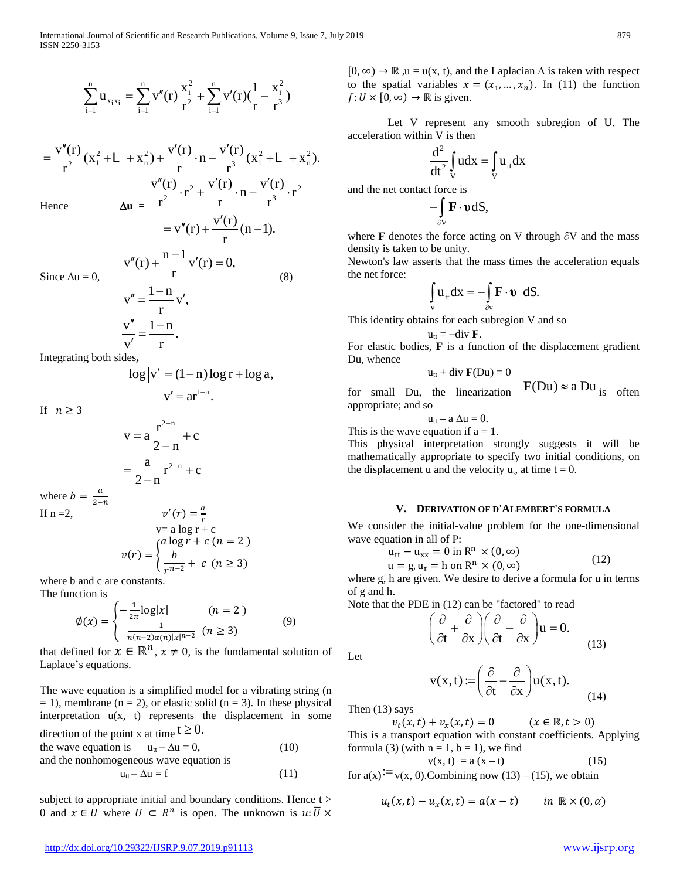$$\sum_{i=1}^{n} u_{x_i x_i} = \sum_{i=1}^{n} v''(r)\frac{x_i^2}{r^2} + \sum_{i=1}^{n} v'(r)\left(\frac{1}{r} - \frac{x_i^2}{r^3}\right)$$

$$= \frac{v''(r)}{r^2}(x_1^2 + \ldots + x_n^2) + \frac{v'(r)}{r}\cdot n - \frac{v'(r)}{r^3}(x_1^2 + \ldots + x_n^2).$$

Hence

$$\Delta u = \frac{v''(r)}{r^2}\cdot r^2 + \frac{v'(r)}{r}\cdot n - \frac{v'(r)}{r^3}\cdot r^2$$

$$= v''(r) + \frac{v'(r)}{r}(n-1).$$

Since $\Delta u = 0$,

$$v''(r) + \frac{n-1}{r}v'(r) = 0, \tag{8}$$

$$v'' = \frac{1-n}{r}v',$$

$$\frac{v''}{v'} = \frac{1-n}{r}.$$

Integrating both sides**,**

$$\log|v'| = (1-n)\log r + \log a,$$

$$v' = ar^{1-n}.$$

If $n \geq 3$

$$v = a\frac{r^{2-n}}{2-n} + c$$

$$= \frac{a}{2-n}r^{2-n} + c$$

where $b = \frac{a}{2-n}$

If n =2,

$$v'(r) = \frac{a}{r}$$

$$v = a \log r + c$$

$$v(r) = \begin{cases} a\log r + c \ (n = 2) \\ \dfrac{b}{r^{n-2}} + c \ (n \geq 3) \end{cases}$$

where b and c are constants.

The function is

$$\emptyset(x) = \begin{cases} -\frac{1}{2\pi}\log|x| & (n = 2) \\ \frac{1}{n(n-2)\alpha(n)|x|^{n-2}} & (n \geq 3) \end{cases} \tag{9}$$

that defined for $x \in \mathbb{R}^n$, $x \neq 0$, is the fundamental solution of Laplace's equations.

The wave equation is a simplified model for a vibrating string (n = 1), membrane (n = 2), or elastic solid (n = 3). In these physical interpretation u(x, t) represents the displacement in some direction of the point x at time $t \geq 0$.

the wave equation is $\quad u_{tt} - \Delta u = 0, \qquad (10)$

and the nonhomogeneous wave equation is

$$u_{tt} - \Delta u = f \tag{11}$$

subject to appropriate initial and boundary conditions. Hence t > 0 and $x \in U$ where $U \subset R^n$ is open. The unknown is $u: \overline{U} \times [0, \infty) \to \mathbb{R}$, u = u(x, t), and the Laplacian $\Delta$ is taken with respect to the spatial variables $x = (x_1, \ldots, x_n)$. In (11) the function $f: U \times [0, \infty) \to \mathbb{R}$ is given.

Let V represent any smooth subregion of U. The acceleration within V is then

$$\frac{d^2}{dt^2}\int_V u dx = \int_V u_{tt} dx$$

and the net contact force is

$$-\int_{\partial V} \mathbf{F}\cdot\boldsymbol{\upsilon} dS,$$

where **F** denotes the force acting on V through $\partial V$ and the mass density is taken to be unity.

Newton's law asserts that the mass times the acceleration equals the net force:

$$\int_V u_{tt} dx = -\int_{\partial V} \mathbf{F}\cdot\boldsymbol{\upsilon} \ dS.$$

This identity obtains for each subregion V and so

$$u_{tt} = -\text{div } \mathbf{F}.$$

For elastic bodies, **F** is a function of the displacement gradient Du, whence

$$u_{tt} + \text{div } \mathbf{F}(Du) = 0$$

for small Du, the linearization $\mathbf{F}(Du) \approx a\, Du$ is often appropriate; and so

$$u_{tt} - a\,\Delta u = 0.$$

This is the wave equation if a = 1.

This physical interpretation strongly suggests it will be mathematically appropriate to specify two initial conditions, on the displacement u and the velocity $u_t$, at time t = 0.

## V. Derivation of d'Alembert's Formula

We consider the initial-value problem for the one-dimensional wave equation in all of P:

$$\begin{aligned} u_{tt} - u_{xx} &= 0 \text{ in } R^n \times (0, \infty) \\ u = g, u_t &= h \text{ on } R^n \times (0, \infty) \end{aligned} \tag{12}$$

where g, h are given. We desire to derive a formula for u in terms of g and h.

Note that the PDE in (12) can be "factored" to read

$$\left(\frac{\partial}{\partial t} + \frac{\partial}{\partial x}\right)\left(\frac{\partial}{\partial t} - \frac{\partial}{\partial x}\right)u = 0. \tag{13}$$

Let

$$v(x,t) := \left(\frac{\partial}{\partial t} - \frac{\partial}{\partial x}\right)u(x,t). \tag{14}$$

Then (13) says

$$v_t(x,t) + v_x(x,t) = 0 \qquad (x \in \mathbb{R}, t > 0)$$

This is a transport equation with constant coefficients. Applying formula (3) (with n = 1, b = 1), we find

$$v(x, t) = a(x - t) \tag{15}$$

for $a(x) := v(x, 0)$.Combining now (13) – (15), we obtain

$$u_t(x,t) - u_x(x,t) = a(x-t) \qquad in \ \mathbb{R} \times (0, \alpha)$$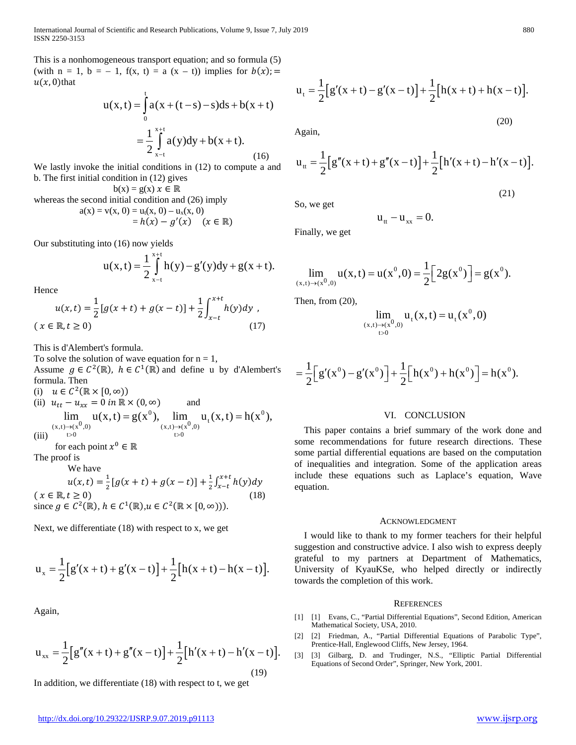This is a nonhomogeneous transport equation; and so formula (5) (with n = 1, b = – 1, f(x, t) = a (x – t)) implies for $b(x); = u(x,0)$ that

$$u(x,t) = \int_0^t a(x + (t-s) - s)ds + b(x+t)$$

$$= \frac{1}{2}\int_{x-t}^{x+t} a(y)dy + b(x+t). \qquad (16)$$

We lastly invoke the initial conditions in (12) to compute a and b. The first initial condition in (12) gives

$$b(x) = g(x) \; x \in \mathbb{R}$$

whereas the second initial condition and (26) imply

$$a(x) = v(x, 0) = u_t(x, 0) - u_x(x, 0)$$
$$= h(x) - g'(x) \quad (x \in \mathbb{R})$$

Our substituting into (16) now yields

$$u(x,t) = \frac{1}{2}\int_{x-t}^{x+t} h(y) - g'(y)dy + g(x+t).$$

Hence

$$u(x,t) = \frac{1}{2}[g(x+t) + g(x-t)] + \frac{1}{2}\int_{x-t}^{x+t} h(y)dy \; ,$$
$$(x \in \mathbb{R}, t \geq 0) \qquad (17)$$

This is d'Alembert's formula.

To solve the solution of wave equation for n = 1,

Assume $g \in C^2(\mathbb{R})$, $h \in C^1(\mathbb{R})$ and define u by d'Alembert's formula. Then

(i) $u \in C^2(\mathbb{R} \times [0,\infty))$

(ii) $u_{tt} - u_{xx} = 0 \; in \; \mathbb{R} \times (0,\infty)$ and

(iii) $\lim\limits_{\substack{(x,t)\to(x^0,0) \\ t>0}} u(x,t) = g(x^0), \quad \lim\limits_{\substack{(x,t)\to(x^0,0) \\ t>0}} u_t(x,t) = h(x^0),$

for each point $x^0 \in \mathbb{R}$

The proof is

We have

$$u(x,t) = \tfrac{1}{2}[g(x+t) + g(x-t)] + \tfrac{1}{2}\int_{x-t}^{x+t} h(y)dy$$
$$(x \in \mathbb{R}, t \geq 0) \qquad (18)$$

since $g \in C^2(\mathbb{R})$, $h \in C^1(\mathbb{R})$, $u \in C^2(\mathbb{R} \times [0,\infty))$).

Next, we differentiate (18) with respect to x, we get

$$u_x = \frac{1}{2}[g'(x+t) + g'(x-t)] + \frac{1}{2}[h(x+t) - h(x-t)].$$

Again,

$$u_{xx} = \frac{1}{2}[g''(x+t) + g''(x-t)] + \frac{1}{2}[h'(x+t) - h'(x-t)]. \qquad (19)$$

In addition, we differentiate (18) with respect to t, we get

$$u_t = \frac{1}{2}[g'(x+t) - g'(x-t)] + \frac{1}{2}[h(x+t) + h(x-t)]. \qquad (20)$$

Again,

$$u_{tt} = \frac{1}{2}[g''(x+t) + g''(x-t)] + \frac{1}{2}[h'(x+t) - h'(x-t)]. \qquad (21)$$

So, we get

$$u_{tt} - u_{xx} = 0.$$

Finally, we get

$$\lim_{(x,t)\to(x^0,0)} u(x,t) = u(x^0,0) = \frac{1}{2}\left[2g(x^0)\right] = g(x^0).$$

Then, from (20),

$$\lim_{\substack{(x,t)\to(x^0,0) \\ t>0}} u_t(x,t) = u_t(x^0,0)$$

$$= \frac{1}{2}\left[g'(x^0) - g'(x^0)\right] + \frac{1}{2}\left[h(x^0) + h(x^0)\right] = h(x^0).$$

## VI. CONCLUSION

This paper contains a brief summary of the work done and some recommendations for future research directions. These some partial differential equations are based on the computation of inequalities and integration. Some of the application areas include these equations such as Laplace's equation, Wave equation.

## ACKNOWLEDGMENT

I would like to thank to my former teachers for their helpful suggestion and constructive advice. I also wish to express deeply grateful to my partners at Department of Mathematics, University of KyauKSe, who helped directly or indirectly towards the completion of this work.

## REFERENCES

[1] [1] Evans, C., "Partial Differential Equations", Second Edition, American Mathematical Society, USA, 2010.

[2] [2] Friedman, A., "Partial Differential Equations of Parabolic Type", Prentice-Hall, Englewood Cliffs, New Jersey, 1964.

[3] [3] Gilbarg, D. and Trudinger, N.S., "Elliptic Partial Differential Equations of Second Order", Springer, New York, 2001.

http://dx.doi.org/10.29322/IJSRP.9.07.2019.p91113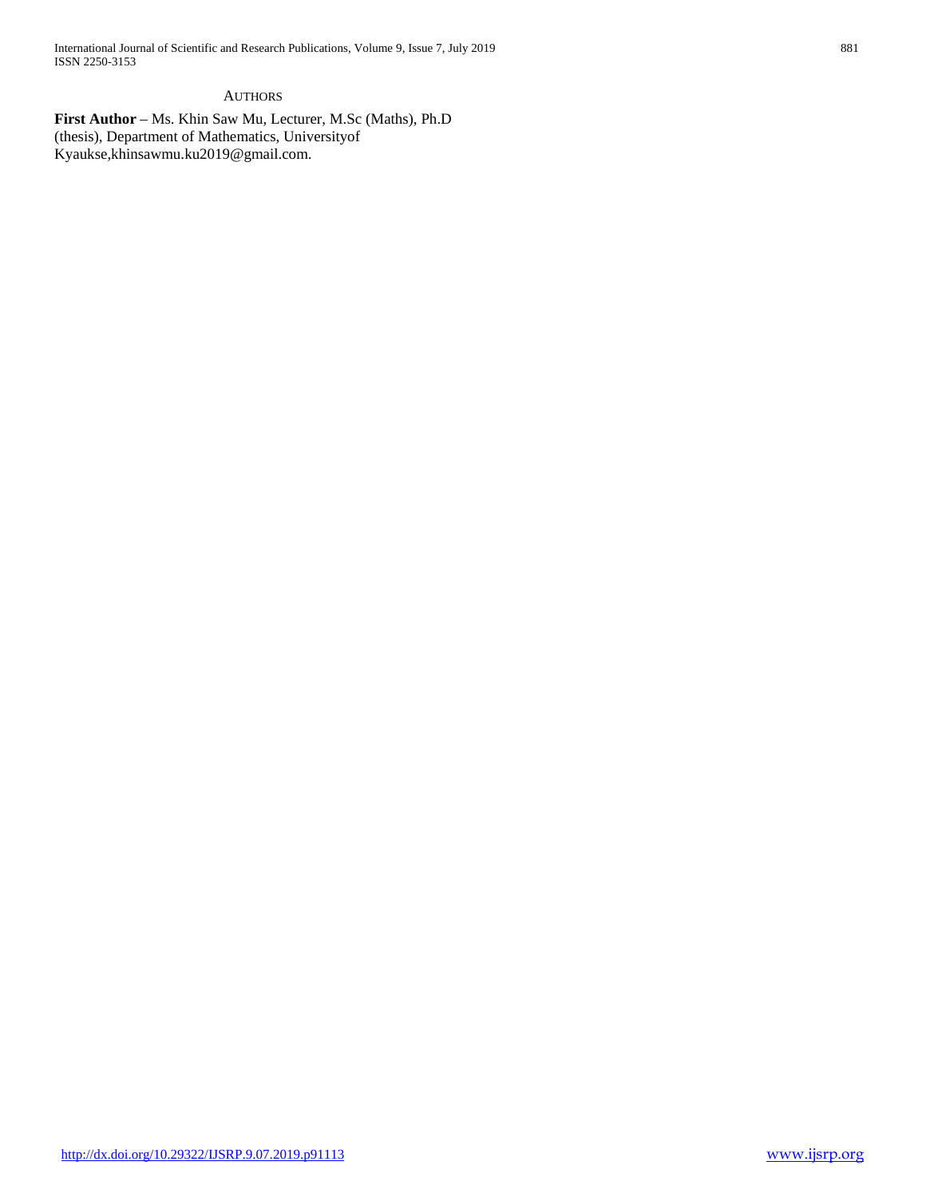## AUTHORS

**First Author** – Ms. Khin Saw Mu, Lecturer, M.Sc (Maths), Ph.D (thesis), Department of Mathematics, Universityof Kyaukse,khinsawmu.ku2019@gmail.com.